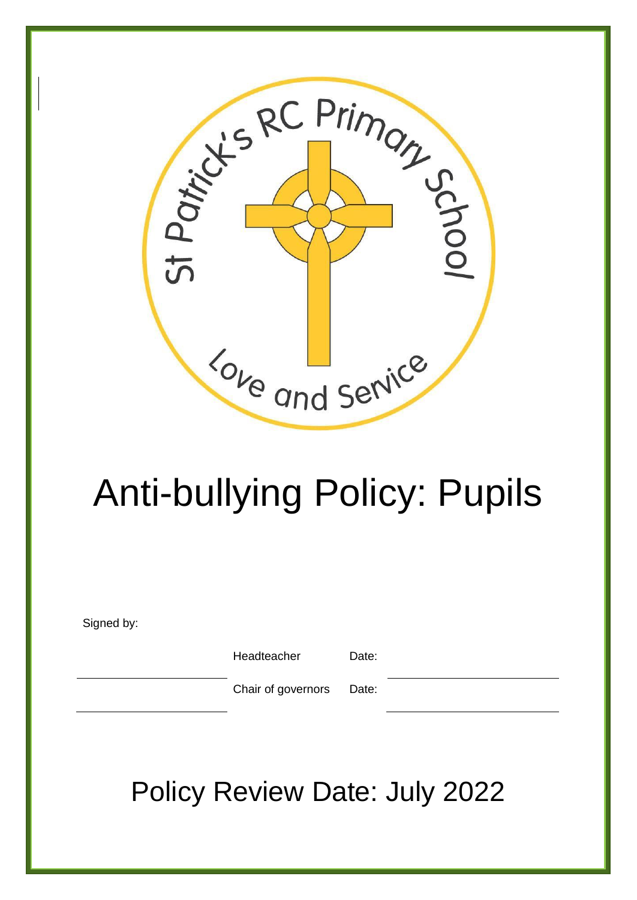St Patrick's RC Primary School

Love and Service

# Anti-bullying Policy: Pupils

Signed by:

| | | | |
|---|---|---|---|
| | Headteacher | Date: | |
| | Chair of governors | Date: | |

## Policy Review Date: July 2022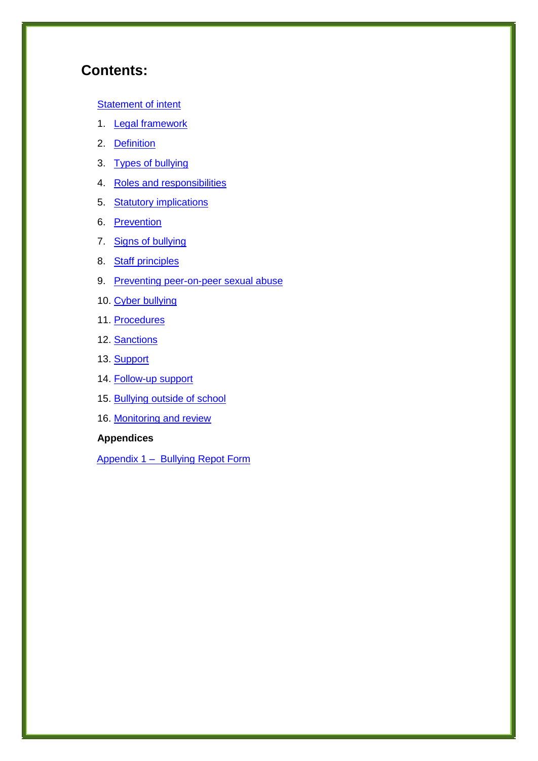## Contents:

Statement of intent

1. Legal framework
2. Definition
3. Types of bullying
4. Roles and responsibilities
5. Statutory implications
6. Prevention
7. Signs of bullying
8. Staff principles
9. Preventing peer-on-peer sexual abuse
10. Cyber bullying
11. Procedures
12. Sanctions
13. Support
14. Follow-up support
15. Bullying outside of school
16. Monitoring and review

**Appendices**

Appendix 1 – Bullying Repot Form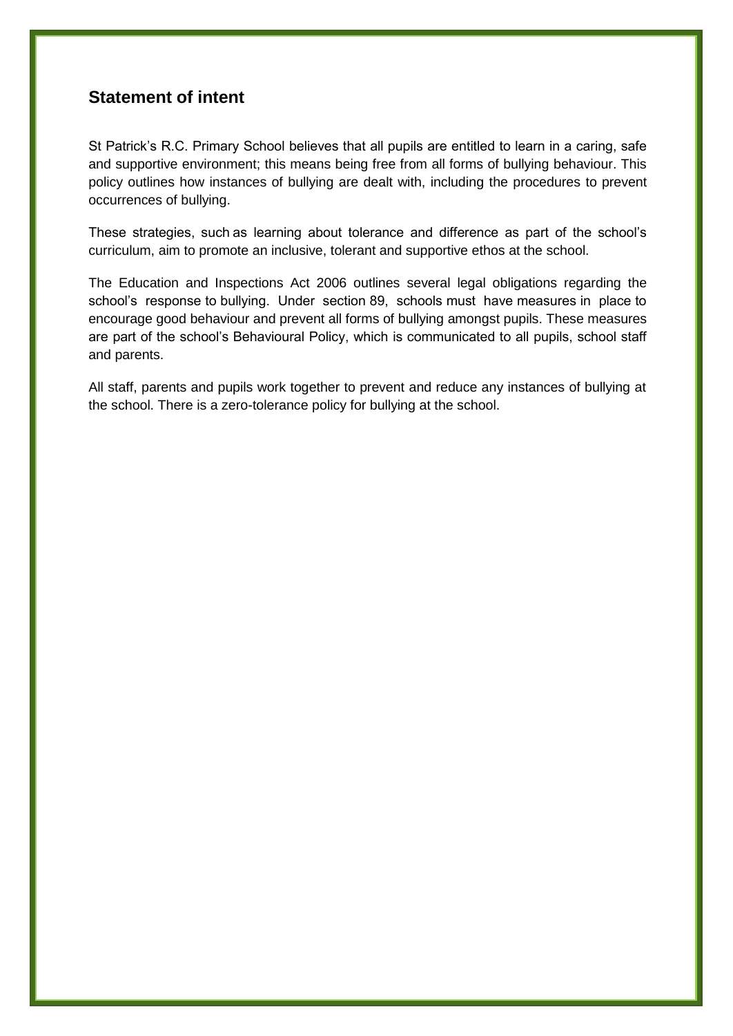## Statement of intent

St Patrick's R.C. Primary School believes that all pupils are entitled to learn in a caring, safe and supportive environment; this means being free from all forms of bullying behaviour. This policy outlines how instances of bullying are dealt with, including the procedures to prevent occurrences of bullying.

These strategies, such as learning about tolerance and difference as part of the school's curriculum, aim to promote an inclusive, tolerant and supportive ethos at the school.

The Education and Inspections Act 2006 outlines several legal obligations regarding the school's response to bullying. Under section 89, schools must have measures in place to encourage good behaviour and prevent all forms of bullying amongst pupils. These measures are part of the school's Behavioural Policy, which is communicated to all pupils, school staff and parents.

All staff, parents and pupils work together to prevent and reduce any instances of bullying at the school. There is a zero-tolerance policy for bullying at the school.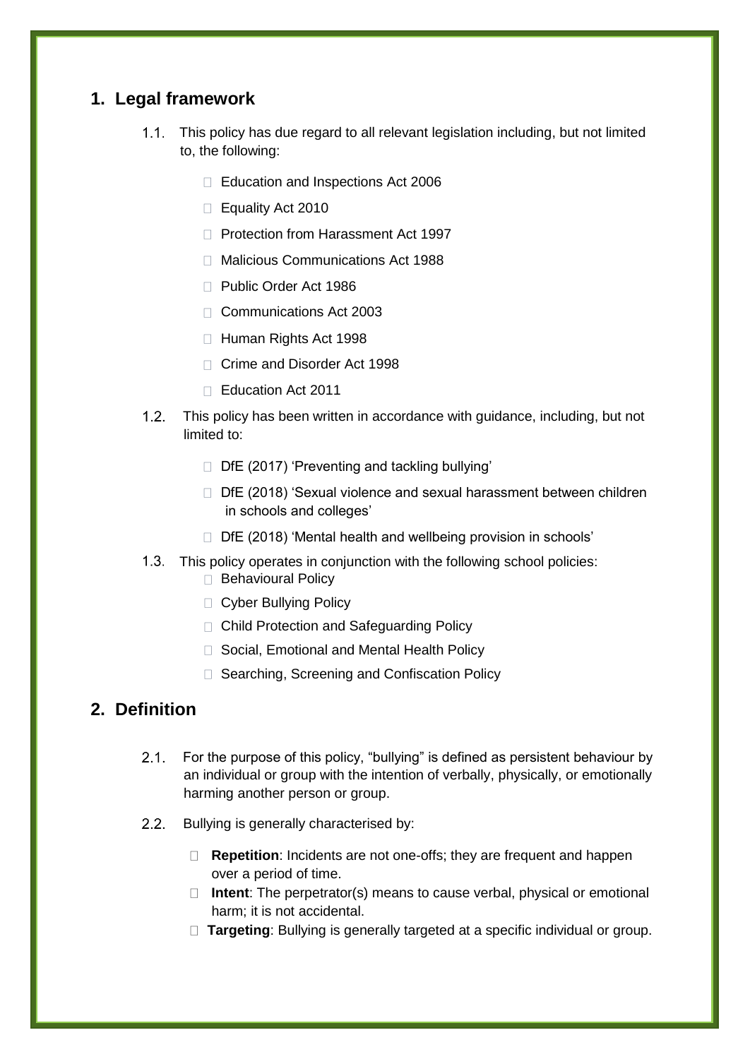## 1. Legal framework

1.1. This policy has due regard to all relevant legislation including, but not limited to, the following:

- Education and Inspections Act 2006
- Equality Act 2010
- Protection from Harassment Act 1997
- Malicious Communications Act 1988
- Public Order Act 1986
- Communications Act 2003
- Human Rights Act 1998
- Crime and Disorder Act 1998
- Education Act 2011

1.2. This policy has been written in accordance with guidance, including, but not limited to:

- DfE (2017) 'Preventing and tackling bullying'
- DfE (2018) 'Sexual violence and sexual harassment between children in schools and colleges'
- DfE (2018) 'Mental health and wellbeing provision in schools'

1.3. This policy operates in conjunction with the following school policies:

- Behavioural Policy
- Cyber Bullying Policy
- Child Protection and Safeguarding Policy
- Social, Emotional and Mental Health Policy
- Searching, Screening and Confiscation Policy

## 2. Definition

2.1. For the purpose of this policy, "bullying" is defined as persistent behaviour by an individual or group with the intention of verbally, physically, or emotionally harming another person or group.

2.2. Bullying is generally characterised by:

- **Repetition**: Incidents are not one-offs; they are frequent and happen over a period of time.
- **Intent**: The perpetrator(s) means to cause verbal, physical or emotional harm; it is not accidental.
- **Targeting**: Bullying is generally targeted at a specific individual or group.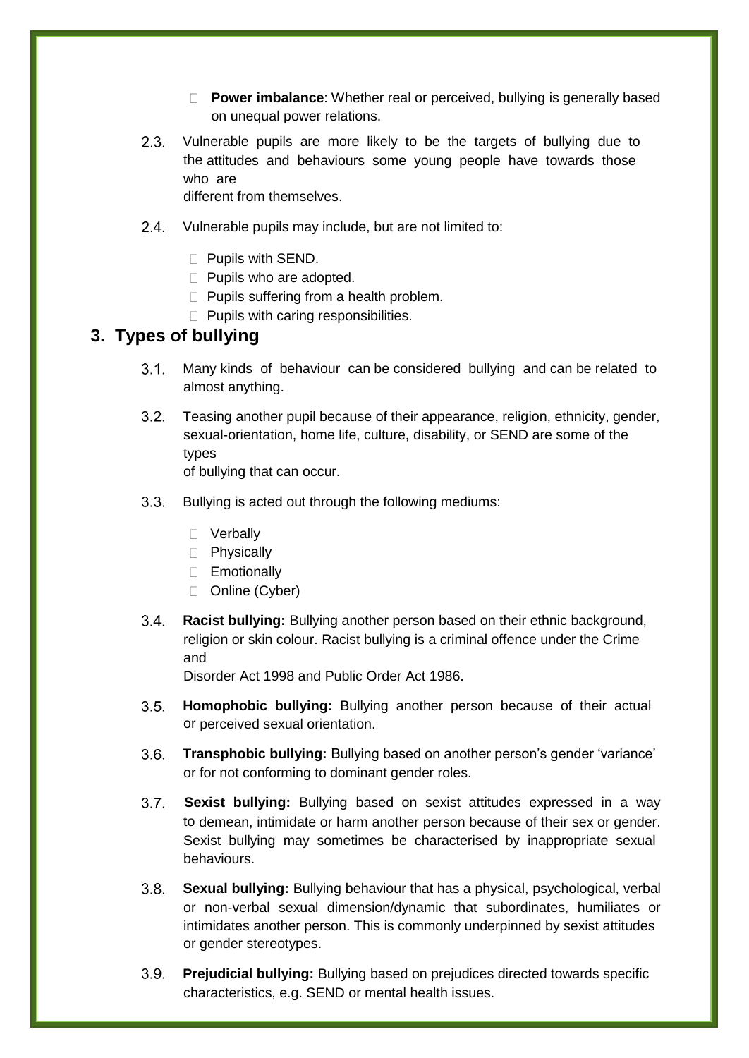- **Power imbalance**: Whether real or perceived, bullying is generally based on unequal power relations.

2.3. Vulnerable pupils are more likely to be the targets of bullying due to the attitudes and behaviours some young people have towards those who are different from themselves.

2.4. Vulnerable pupils may include, but are not limited to:

- Pupils with SEND.
- Pupils who are adopted.
- Pupils suffering from a health problem.
- Pupils with caring responsibilities.

## 3. Types of bullying

3.1. Many kinds of behaviour can be considered bullying and can be related to almost anything.

3.2. Teasing another pupil because of their appearance, religion, ethnicity, gender, sexual-orientation, home life, culture, disability, or SEND are some of the types of bullying that can occur.

3.3. Bullying is acted out through the following mediums:

- Verbally
- Physically
- Emotionally
- Online (Cyber)

3.4. **Racist bullying:** Bullying another person based on their ethnic background, religion or skin colour. Racist bullying is a criminal offence under the Crime and Disorder Act 1998 and Public Order Act 1986.

3.5. **Homophobic bullying:** Bullying another person because of their actual or perceived sexual orientation.

3.6. **Transphobic bullying:** Bullying based on another person's gender 'variance' or for not conforming to dominant gender roles.

3.7. **Sexist bullying:** Bullying based on sexist attitudes expressed in a way to demean, intimidate or harm another person because of their sex or gender. Sexist bullying may sometimes be characterised by inappropriate sexual behaviours.

3.8. **Sexual bullying:** Bullying behaviour that has a physical, psychological, verbal or non-verbal sexual dimension/dynamic that subordinates, humiliates or intimidates another person. This is commonly underpinned by sexist attitudes or gender stereotypes.

3.9. **Prejudicial bullying:** Bullying based on prejudices directed towards specific characteristics, e.g. SEND or mental health issues.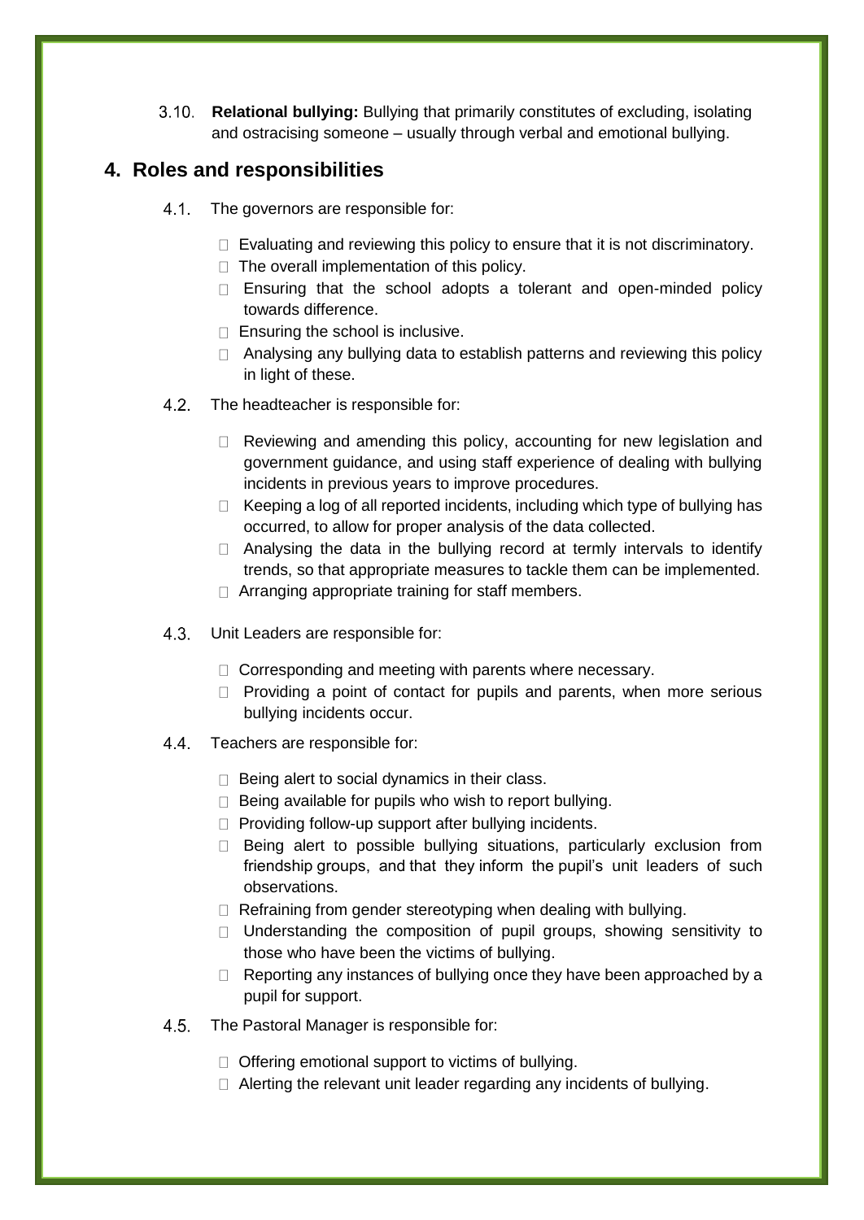3.10. **Relational bullying:** Bullying that primarily constitutes of excluding, isolating and ostracising someone – usually through verbal and emotional bullying.

## 4. Roles and responsibilities

4.1. The governors are responsible for:

- Evaluating and reviewing this policy to ensure that it is not discriminatory.
- The overall implementation of this policy.
- Ensuring that the school adopts a tolerant and open-minded policy towards difference.
- Ensuring the school is inclusive.
- Analysing any bullying data to establish patterns and reviewing this policy in light of these.

4.2. The headteacher is responsible for:

- Reviewing and amending this policy, accounting for new legislation and government guidance, and using staff experience of dealing with bullying incidents in previous years to improve procedures.
- Keeping a log of all reported incidents, including which type of bullying has occurred, to allow for proper analysis of the data collected.
- Analysing the data in the bullying record at termly intervals to identify trends, so that appropriate measures to tackle them can be implemented.
- Arranging appropriate training for staff members.

4.3. Unit Leaders are responsible for:

- Corresponding and meeting with parents where necessary.
- Providing a point of contact for pupils and parents, when more serious bullying incidents occur.

4.4. Teachers are responsible for:

- Being alert to social dynamics in their class.
- Being available for pupils who wish to report bullying.
- Providing follow-up support after bullying incidents.
- Being alert to possible bullying situations, particularly exclusion from friendship groups, and that they inform the pupil's unit leaders of such observations.
- Refraining from gender stereotyping when dealing with bullying.
- Understanding the composition of pupil groups, showing sensitivity to those who have been the victims of bullying.
- Reporting any instances of bullying once they have been approached by a pupil for support.

4.5. The Pastoral Manager is responsible for:

- Offering emotional support to victims of bullying.
- Alerting the relevant unit leader regarding any incidents of bullying.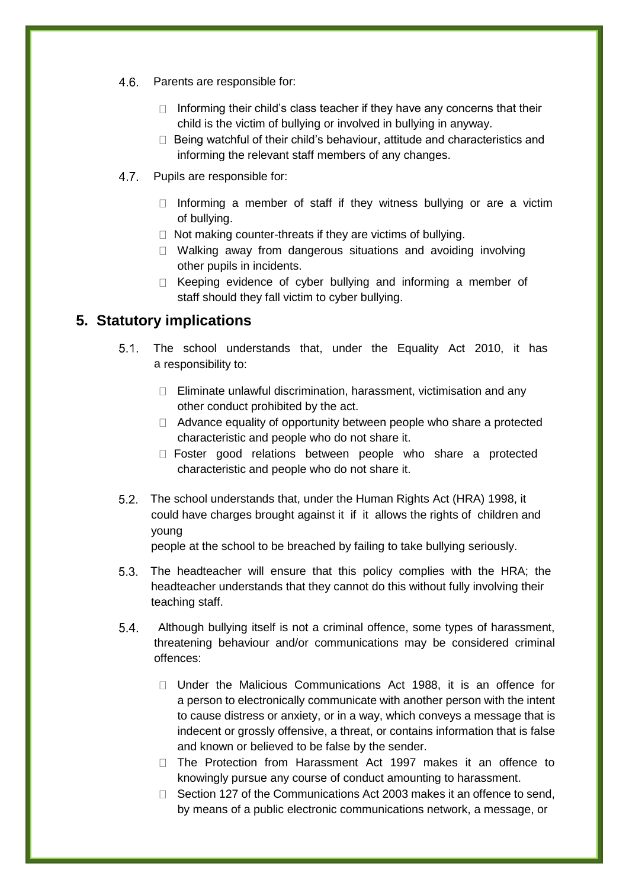4.6. Parents are responsible for:

- Informing their child's class teacher if they have any concerns that their child is the victim of bullying or involved in bullying in anyway.
- Being watchful of their child's behaviour, attitude and characteristics and informing the relevant staff members of any changes.

4.7. Pupils are responsible for:

- Informing a member of staff if they witness bullying or are a victim of bullying.
- Not making counter-threats if they are victims of bullying.
- Walking away from dangerous situations and avoiding involving other pupils in incidents.
- Keeping evidence of cyber bullying and informing a member of staff should they fall victim to cyber bullying.

## 5. Statutory implications

5.1. The school understands that, under the Equality Act 2010, it has a responsibility to:

- Eliminate unlawful discrimination, harassment, victimisation and any other conduct prohibited by the act.
- Advance equality of opportunity between people who share a protected characteristic and people who do not share it.
- Foster good relations between people who share a protected characteristic and people who do not share it.

5.2. The school understands that, under the Human Rights Act (HRA) 1998, it could have charges brought against it if it allows the rights of children and young people at the school to be breached by failing to take bullying seriously.

5.3. The headteacher will ensure that this policy complies with the HRA; the headteacher understands that they cannot do this without fully involving their teaching staff.

5.4. Although bullying itself is not a criminal offence, some types of harassment, threatening behaviour and/or communications may be considered criminal offences:

- Under the Malicious Communications Act 1988, it is an offence for a person to electronically communicate with another person with the intent to cause distress or anxiety, or in a way, which conveys a message that is indecent or grossly offensive, a threat, or contains information that is false and known or believed to be false by the sender.
- The Protection from Harassment Act 1997 makes it an offence to knowingly pursue any course of conduct amounting to harassment.
- Section 127 of the Communications Act 2003 makes it an offence to send, by means of a public electronic communications network, a message, or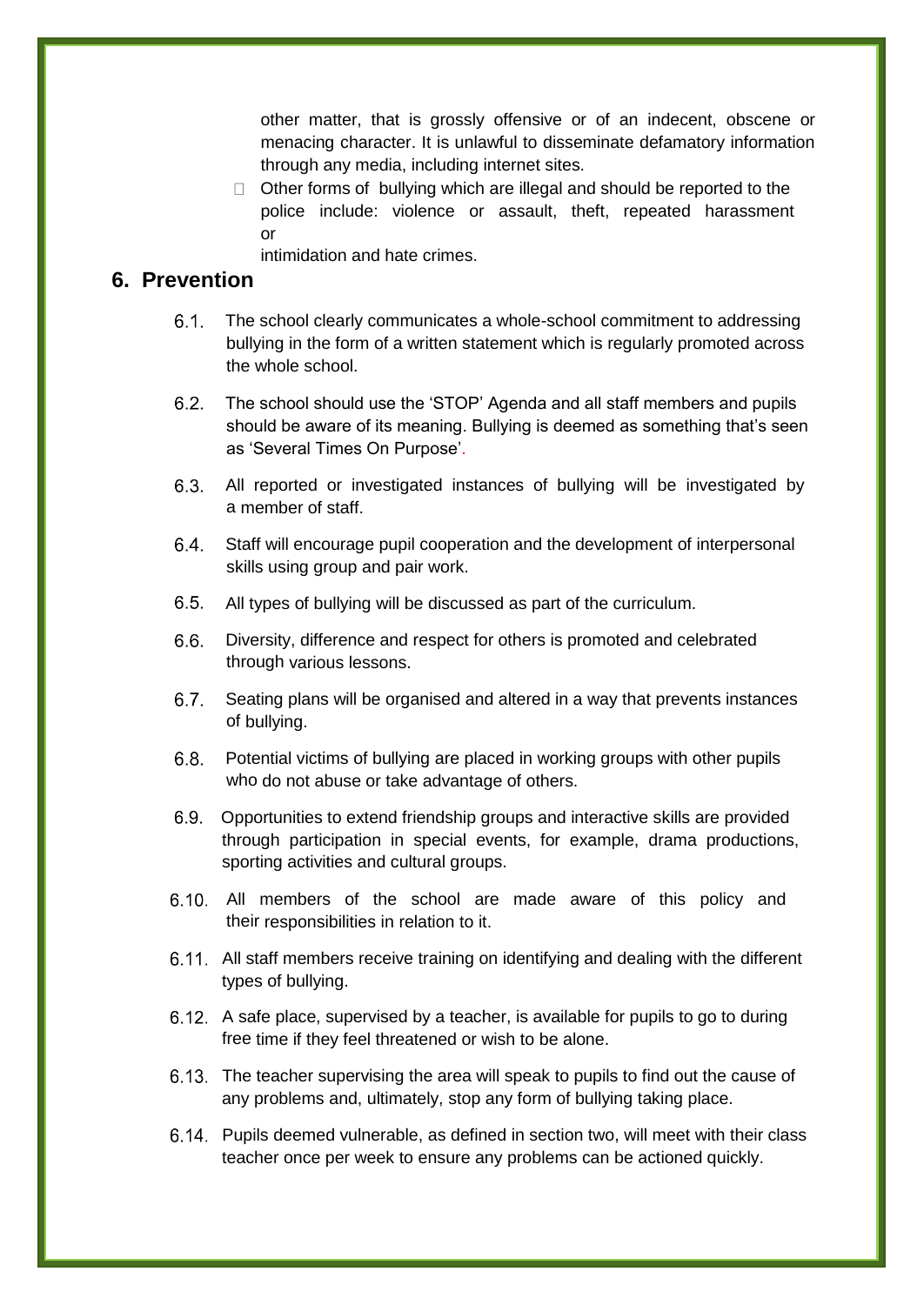other matter, that is grossly offensive or of an indecent, obscene or menacing character. It is unlawful to disseminate defamatory information through any media, including internet sites.

- Other forms of bullying which are illegal and should be reported to the police include: violence or assault, theft, repeated harassment or intimidation and hate crimes.

## 6. Prevention

6.1. The school clearly communicates a whole-school commitment to addressing bullying in the form of a written statement which is regularly promoted across the whole school.

6.2. The school should use the 'STOP' Agenda and all staff members and pupils should be aware of its meaning. Bullying is deemed as something that's seen as 'Several Times On Purpose'.

6.3. All reported or investigated instances of bullying will be investigated by a member of staff.

6.4. Staff will encourage pupil cooperation and the development of interpersonal skills using group and pair work.

6.5. All types of bullying will be discussed as part of the curriculum.

6.6. Diversity, difference and respect for others is promoted and celebrated through various lessons.

6.7. Seating plans will be organised and altered in a way that prevents instances of bullying.

6.8. Potential victims of bullying are placed in working groups with other pupils who do not abuse or take advantage of others.

6.9. Opportunities to extend friendship groups and interactive skills are provided through participation in special events, for example, drama productions, sporting activities and cultural groups.

6.10. All members of the school are made aware of this policy and their responsibilities in relation to it.

6.11. All staff members receive training on identifying and dealing with the different types of bullying.

6.12. A safe place, supervised by a teacher, is available for pupils to go to during free time if they feel threatened or wish to be alone.

6.13. The teacher supervising the area will speak to pupils to find out the cause of any problems and, ultimately, stop any form of bullying taking place.

6.14. Pupils deemed vulnerable, as defined in section two, will meet with their class teacher once per week to ensure any problems can be actioned quickly.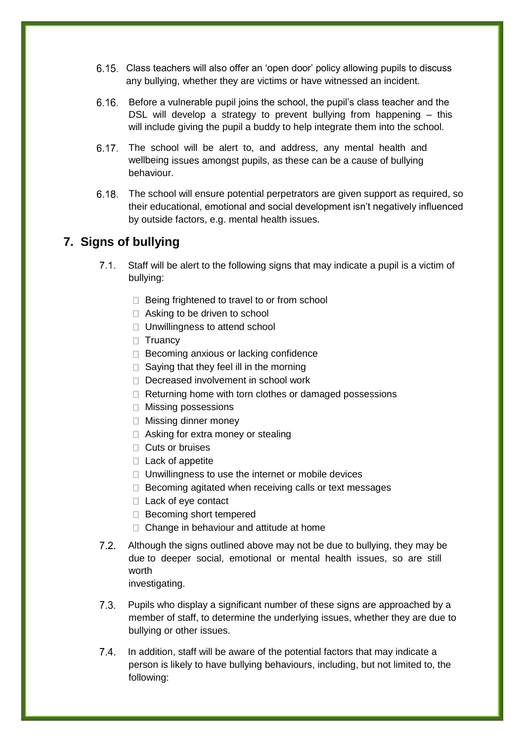6.15. Class teachers will also offer an 'open door' policy allowing pupils to discuss any bullying, whether they are victims or have witnessed an incident.

6.16. Before a vulnerable pupil joins the school, the pupil's class teacher and the DSL will develop a strategy to prevent bullying from happening – this will include giving the pupil a buddy to help integrate them into the school.

6.17. The school will be alert to, and address, any mental health and wellbeing issues amongst pupils, as these can be a cause of bullying behaviour.

6.18. The school will ensure potential perpetrators are given support as required, so their educational, emotional and social development isn't negatively influenced by outside factors, e.g. mental health issues.

## 7. Signs of bullying

7.1. Staff will be alert to the following signs that may indicate a pupil is a victim of bullying:

- Being frightened to travel to or from school
- Asking to be driven to school
- Unwillingness to attend school
- Truancy
- Becoming anxious or lacking confidence
- Saying that they feel ill in the morning
- Decreased involvement in school work
- Returning home with torn clothes or damaged possessions
- Missing possessions
- Missing dinner money
- Asking for extra money or stealing
- Cuts or bruises
- Lack of appetite
- Unwillingness to use the internet or mobile devices
- Becoming agitated when receiving calls or text messages
- Lack of eye contact
- Becoming short tempered
- Change in behaviour and attitude at home

7.2. Although the signs outlined above may not be due to bullying, they may be due to deeper social, emotional or mental health issues, so are still worth investigating.

7.3. Pupils who display a significant number of these signs are approached by a member of staff, to determine the underlying issues, whether they are due to bullying or other issues.

7.4. In addition, staff will be aware of the potential factors that may indicate a person is likely to have bullying behaviours, including, but not limited to, the following: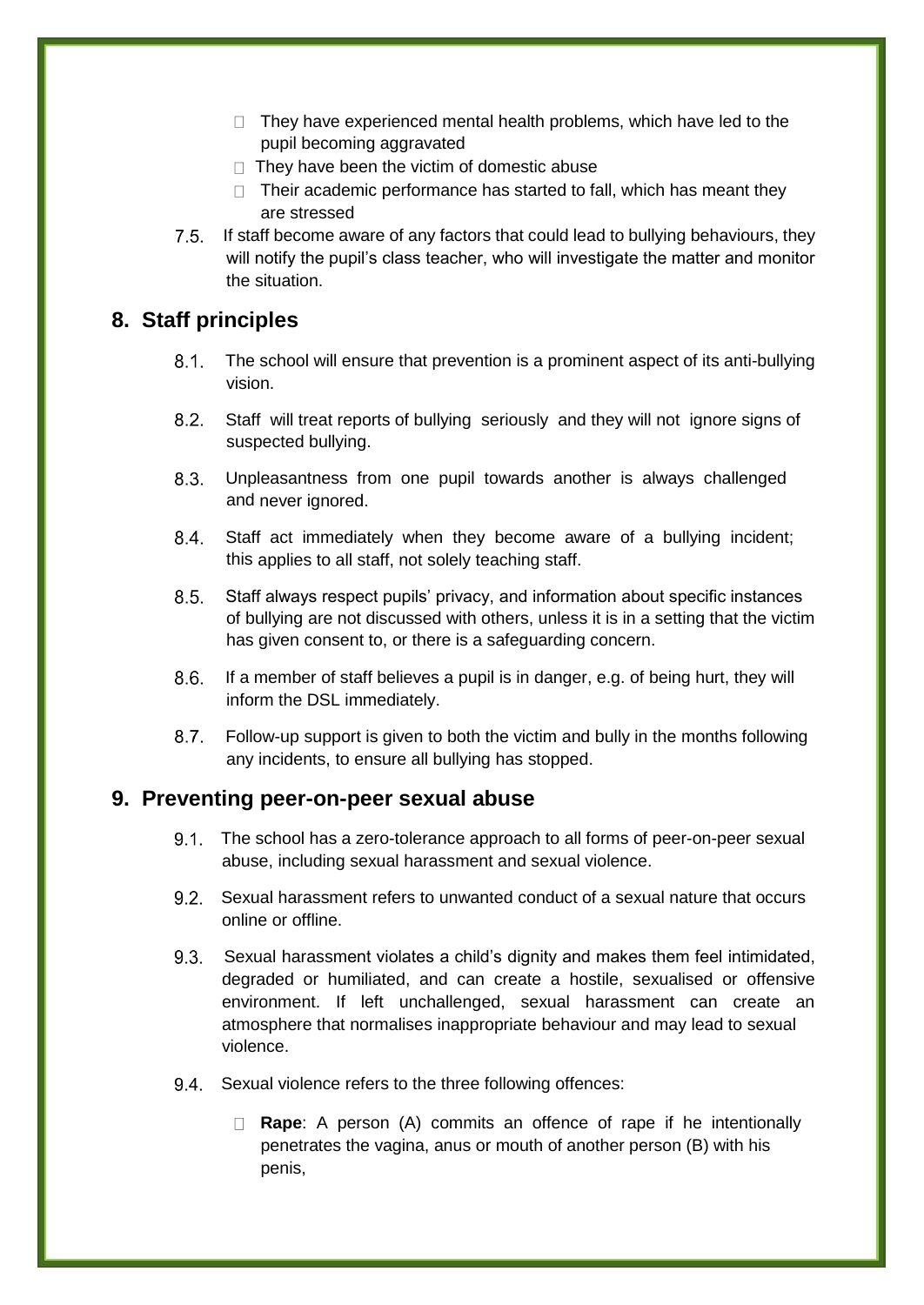- They have experienced mental health problems, which have led to the pupil becoming aggravated
- They have been the victim of domestic abuse
- Their academic performance has started to fall, which has meant they are stressed

7.5. If staff become aware of any factors that could lead to bullying behaviours, they will notify the pupil's class teacher, who will investigate the matter and monitor the situation.

## 8. Staff principles

8.1. The school will ensure that prevention is a prominent aspect of its anti-bullying vision.

8.2. Staff will treat reports of bullying seriously and they will not ignore signs of suspected bullying.

8.3. Unpleasantness from one pupil towards another is always challenged and never ignored.

8.4. Staff act immediately when they become aware of a bullying incident; this applies to all staff, not solely teaching staff.

8.5. Staff always respect pupils' privacy, and information about specific instances of bullying are not discussed with others, unless it is in a setting that the victim has given consent to, or there is a safeguarding concern.

8.6. If a member of staff believes a pupil is in danger, e.g. of being hurt, they will inform the DSL immediately.

8.7. Follow-up support is given to both the victim and bully in the months following any incidents, to ensure all bullying has stopped.

## 9. Preventing peer-on-peer sexual abuse

9.1. The school has a zero-tolerance approach to all forms of peer-on-peer sexual abuse, including sexual harassment and sexual violence.

9.2. Sexual harassment refers to unwanted conduct of a sexual nature that occurs online or offline.

9.3. Sexual harassment violates a child's dignity and makes them feel intimidated, degraded or humiliated, and can create a hostile, sexualised or offensive environment. If left unchallenged, sexual harassment can create an atmosphere that normalises inappropriate behaviour and may lead to sexual violence.

9.4. Sexual violence refers to the three following offences:

- **Rape**: A person (A) commits an offence of rape if he intentionally penetrates the vagina, anus or mouth of another person (B) with his penis,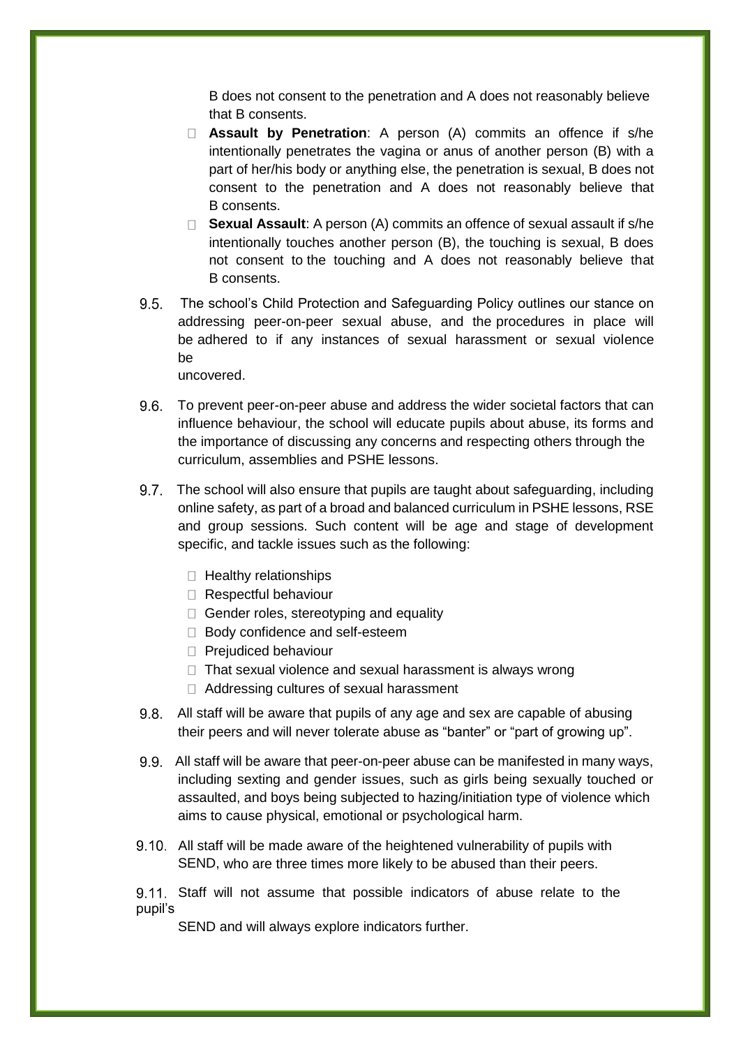B does not consent to the penetration and A does not reasonably believe that B consents.

- **Assault by Penetration**: A person (A) commits an offence if s/he intentionally penetrates the vagina or anus of another person (B) with a part of her/his body or anything else, the penetration is sexual, B does not consent to the penetration and A does not reasonably believe that B consents.
- **Sexual Assault**: A person (A) commits an offence of sexual assault if s/he intentionally touches another person (B), the touching is sexual, B does not consent to the touching and A does not reasonably believe that B consents.

9.5. The school's Child Protection and Safeguarding Policy outlines our stance on addressing peer-on-peer sexual abuse, and the procedures in place will be adhered to if any instances of sexual harassment or sexual violence be uncovered.

9.6. To prevent peer-on-peer abuse and address the wider societal factors that can influence behaviour, the school will educate pupils about abuse, its forms and the importance of discussing any concerns and respecting others through the curriculum, assemblies and PSHE lessons.

9.7. The school will also ensure that pupils are taught about safeguarding, including online safety, as part of a broad and balanced curriculum in PSHE lessons, RSE and group sessions. Such content will be age and stage of development specific, and tackle issues such as the following:

- Healthy relationships
- Respectful behaviour
- Gender roles, stereotyping and equality
- Body confidence and self-esteem
- Prejudiced behaviour
- That sexual violence and sexual harassment is always wrong
- Addressing cultures of sexual harassment

9.8. All staff will be aware that pupils of any age and sex are capable of abusing their peers and will never tolerate abuse as "banter" or "part of growing up".

9.9. All staff will be aware that peer-on-peer abuse can be manifested in many ways, including sexting and gender issues, such as girls being sexually touched or assaulted, and boys being subjected to hazing/initiation type of violence which aims to cause physical, emotional or psychological harm.

9.10. All staff will be made aware of the heightened vulnerability of pupils with SEND, who are three times more likely to be abused than their peers.

9.11. Staff will not assume that possible indicators of abuse relate to the pupil's SEND and will always explore indicators further.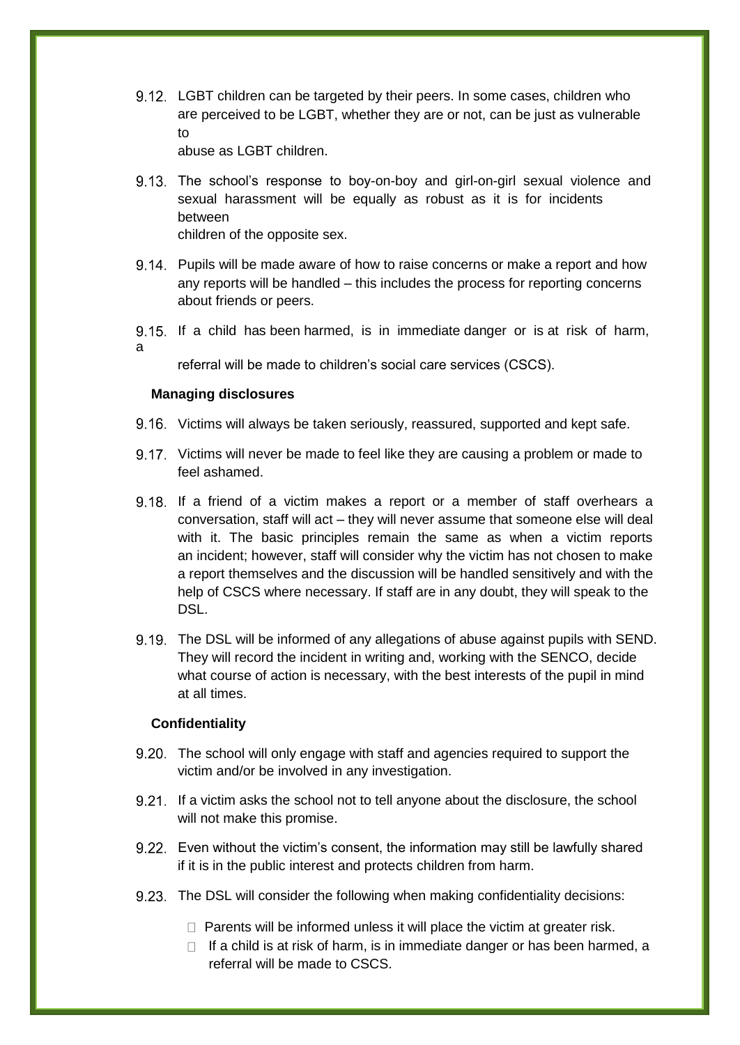9.12. LGBT children can be targeted by their peers. In some cases, children who are perceived to be LGBT, whether they are or not, can be just as vulnerable to abuse as LGBT children.

9.13. The school's response to boy-on-boy and girl-on-girl sexual violence and sexual harassment will be equally as robust as it is for incidents between children of the opposite sex.

9.14. Pupils will be made aware of how to raise concerns or make a report and how any reports will be handled – this includes the process for reporting concerns about friends or peers.

9.15. If a child has been harmed, is in immediate danger or is at risk of harm, a referral will be made to children's social care services (CSCS).

**Managing disclosures**

9.16. Victims will always be taken seriously, reassured, supported and kept safe.

9.17. Victims will never be made to feel like they are causing a problem or made to feel ashamed.

9.18. If a friend of a victim makes a report or a member of staff overhears a conversation, staff will act – they will never assume that someone else will deal with it. The basic principles remain the same as when a victim reports an incident; however, staff will consider why the victim has not chosen to make a report themselves and the discussion will be handled sensitively and with the help of CSCS where necessary. If staff are in any doubt, they will speak to the DSL.

9.19. The DSL will be informed of any allegations of abuse against pupils with SEND. They will record the incident in writing and, working with the SENCO, decide what course of action is necessary, with the best interests of the pupil in mind at all times.

**Confidentiality**

9.20. The school will only engage with staff and agencies required to support the victim and/or be involved in any investigation.

9.21. If a victim asks the school not to tell anyone about the disclosure, the school will not make this promise.

9.22. Even without the victim's consent, the information may still be lawfully shared if it is in the public interest and protects children from harm.

9.23. The DSL will consider the following when making confidentiality decisions:

- Parents will be informed unless it will place the victim at greater risk.
- If a child is at risk of harm, is in immediate danger or has been harmed, a referral will be made to CSCS.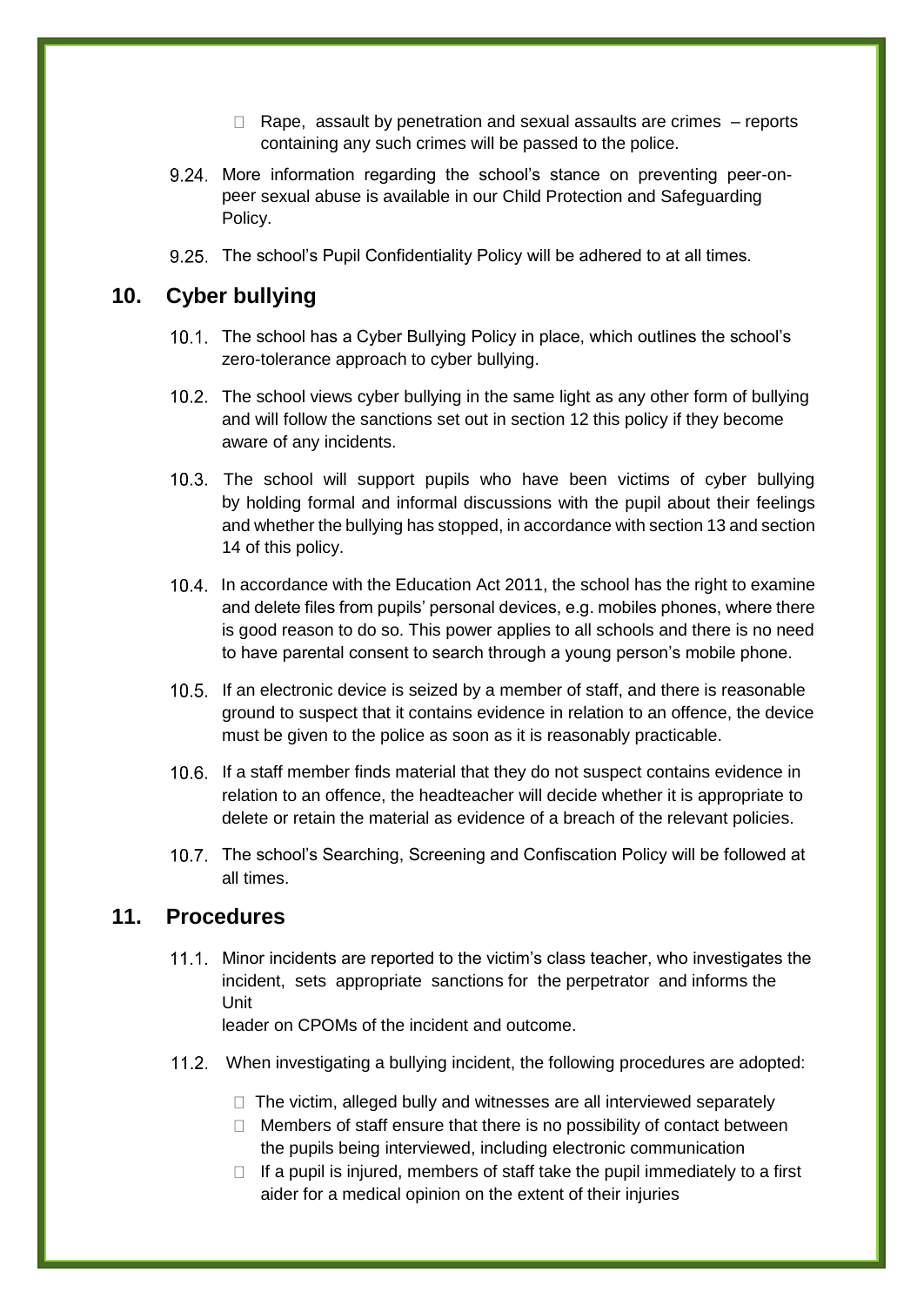- Rape, assault by penetration and sexual assaults are crimes – reports containing any such crimes will be passed to the police.

9.24. More information regarding the school's stance on preventing peer-on-peer sexual abuse is available in our Child Protection and Safeguarding Policy.

9.25. The school's Pupil Confidentiality Policy will be adhered to at all times.

## 10. Cyber bullying

10.1. The school has a Cyber Bullying Policy in place, which outlines the school's zero-tolerance approach to cyber bullying.

10.2. The school views cyber bullying in the same light as any other form of bullying and will follow the sanctions set out in section 12 this policy if they become aware of any incidents.

10.3. The school will support pupils who have been victims of cyber bullying by holding formal and informal discussions with the pupil about their feelings and whether the bullying has stopped, in accordance with section 13 and section 14 of this policy.

10.4. In accordance with the Education Act 2011, the school has the right to examine and delete files from pupils' personal devices, e.g. mobiles phones, where there is good reason to do so. This power applies to all schools and there is no need to have parental consent to search through a young person's mobile phone.

10.5. If an electronic device is seized by a member of staff, and there is reasonable ground to suspect that it contains evidence in relation to an offence, the device must be given to the police as soon as it is reasonably practicable.

10.6. If a staff member finds material that they do not suspect contains evidence in relation to an offence, the headteacher will decide whether it is appropriate to delete or retain the material as evidence of a breach of the relevant policies.

10.7. The school's Searching, Screening and Confiscation Policy will be followed at all times.

## 11. Procedures

11.1. Minor incidents are reported to the victim's class teacher, who investigates the incident, sets appropriate sanctions for the perpetrator and informs the Unit leader on CPOMs of the incident and outcome.

11.2. When investigating a bullying incident, the following procedures are adopted:

- The victim, alleged bully and witnesses are all interviewed separately
- Members of staff ensure that there is no possibility of contact between the pupils being interviewed, including electronic communication
- If a pupil is injured, members of staff take the pupil immediately to a first aider for a medical opinion on the extent of their injuries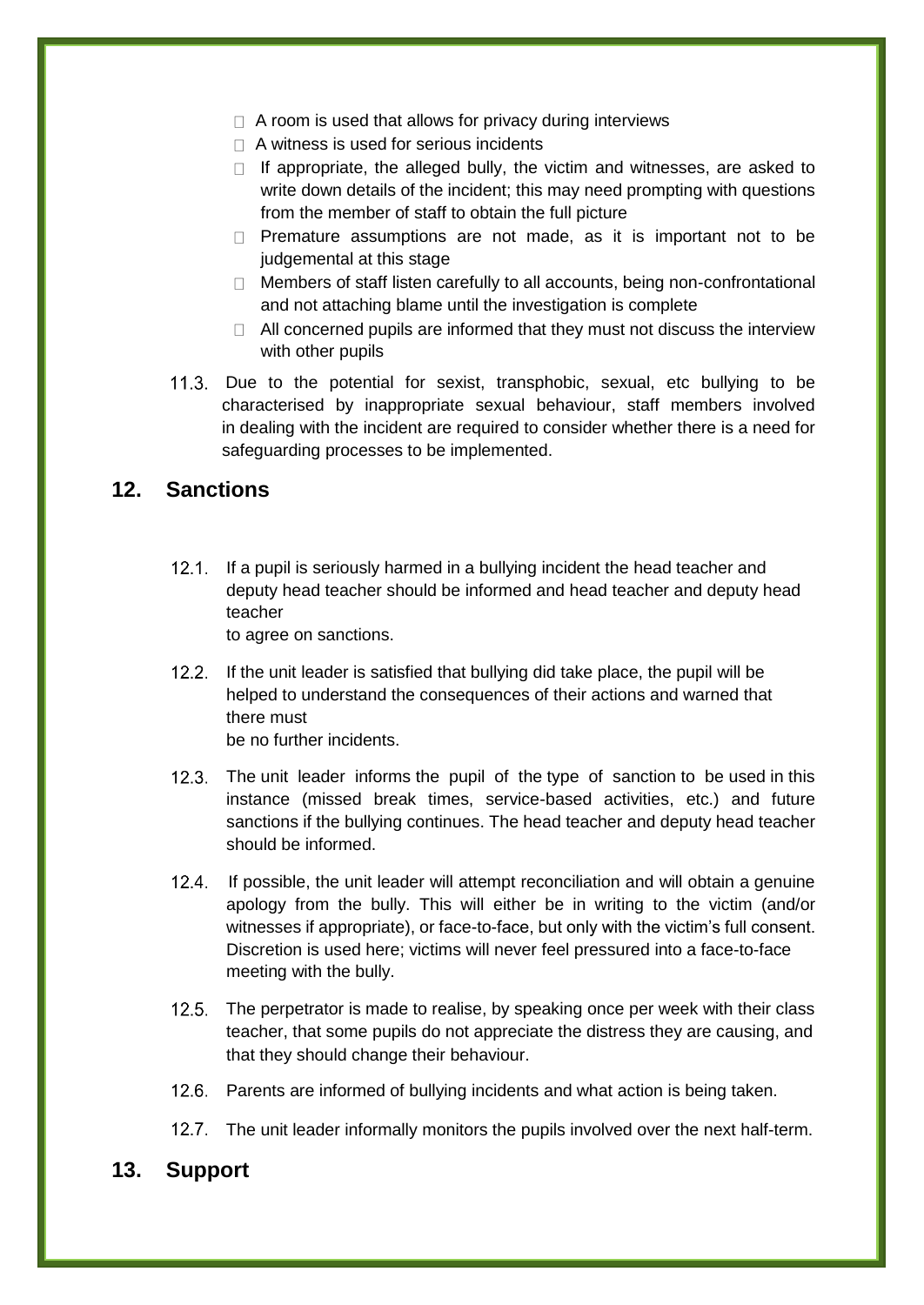- A room is used that allows for privacy during interviews
- A witness is used for serious incidents
- If appropriate, the alleged bully, the victim and witnesses, are asked to write down details of the incident; this may need prompting with questions from the member of staff to obtain the full picture
- Premature assumptions are not made, as it is important not to be judgemental at this stage
- Members of staff listen carefully to all accounts, being non-confrontational and not attaching blame until the investigation is complete
- All concerned pupils are informed that they must not discuss the interview with other pupils

11.3. Due to the potential for sexist, transphobic, sexual, etc bullying to be characterised by inappropriate sexual behaviour, staff members involved in dealing with the incident are required to consider whether there is a need for safeguarding processes to be implemented.

## 12. Sanctions

12.1. If a pupil is seriously harmed in a bullying incident the head teacher and deputy head teacher should be informed and head teacher and deputy head teacher to agree on sanctions.

12.2. If the unit leader is satisfied that bullying did take place, the pupil will be helped to understand the consequences of their actions and warned that there must be no further incidents.

12.3. The unit leader informs the pupil of the type of sanction to be used in this instance (missed break times, service-based activities, etc.) and future sanctions if the bullying continues. The head teacher and deputy head teacher should be informed.

12.4. If possible, the unit leader will attempt reconciliation and will obtain a genuine apology from the bully. This will either be in writing to the victim (and/or witnesses if appropriate), or face-to-face, but only with the victim's full consent. Discretion is used here; victims will never feel pressured into a face-to-face meeting with the bully.

12.5. The perpetrator is made to realise, by speaking once per week with their class teacher, that some pupils do not appreciate the distress they are causing, and that they should change their behaviour.

12.6. Parents are informed of bullying incidents and what action is being taken.

12.7. The unit leader informally monitors the pupils involved over the next half-term.

## 13. Support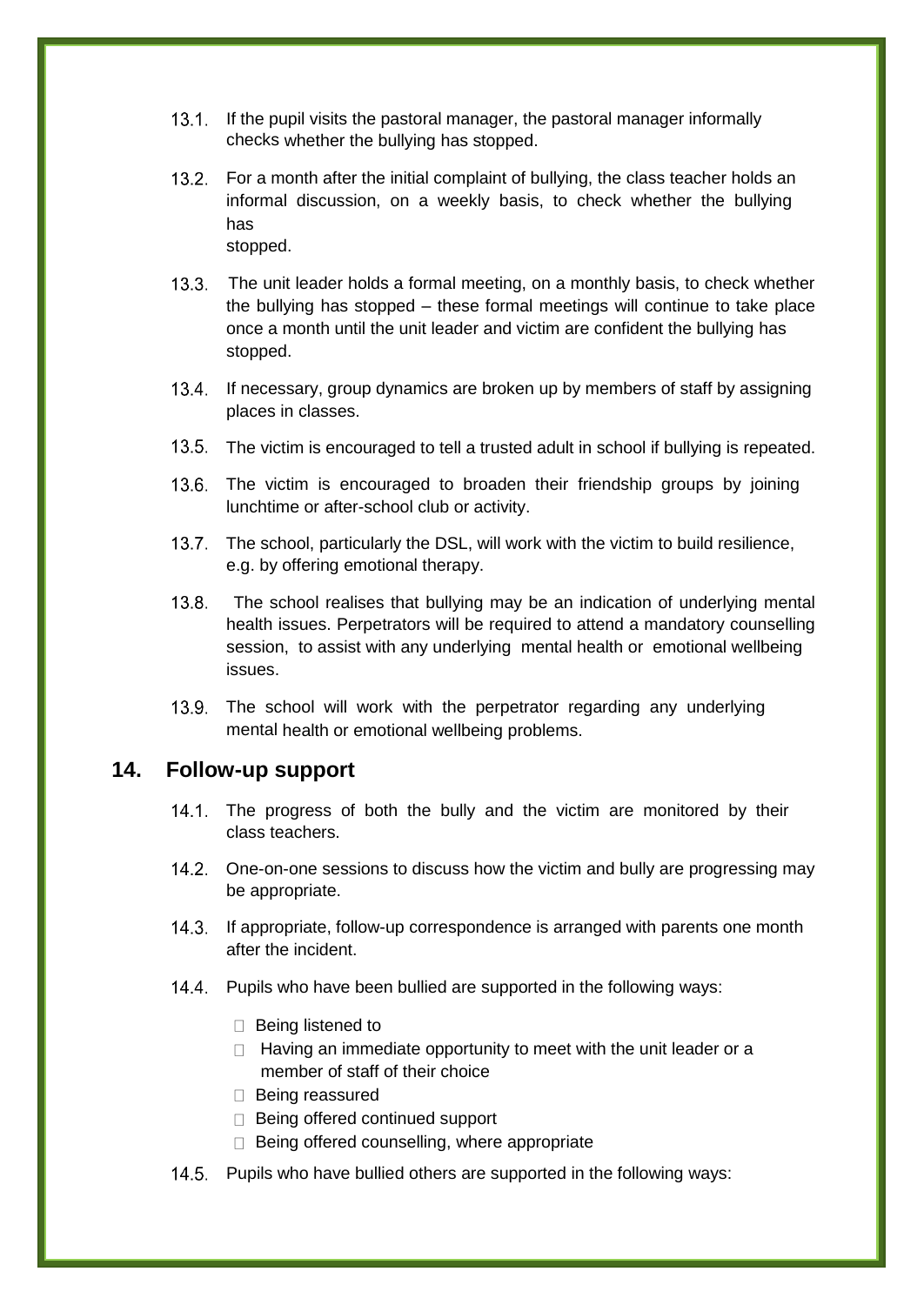13.1. If the pupil visits the pastoral manager, the pastoral manager informally checks whether the bullying has stopped.

13.2. For a month after the initial complaint of bullying, the class teacher holds an informal discussion, on a weekly basis, to check whether the bullying has stopped.

13.3. The unit leader holds a formal meeting, on a monthly basis, to check whether the bullying has stopped – these formal meetings will continue to take place once a month until the unit leader and victim are confident the bullying has stopped.

13.4. If necessary, group dynamics are broken up by members of staff by assigning places in classes.

13.5. The victim is encouraged to tell a trusted adult in school if bullying is repeated.

13.6. The victim is encouraged to broaden their friendship groups by joining lunchtime or after-school club or activity.

13.7. The school, particularly the DSL, will work with the victim to build resilience, e.g. by offering emotional therapy.

13.8. The school realises that bullying may be an indication of underlying mental health issues. Perpetrators will be required to attend a mandatory counselling session, to assist with any underlying mental health or emotional wellbeing issues.

13.9. The school will work with the perpetrator regarding any underlying mental health or emotional wellbeing problems.

## 14. Follow-up support

14.1. The progress of both the bully and the victim are monitored by their class teachers.

14.2. One-on-one sessions to discuss how the victim and bully are progressing may be appropriate.

14.3. If appropriate, follow-up correspondence is arranged with parents one month after the incident.

14.4. Pupils who have been bullied are supported in the following ways:

- Being listened to
- Having an immediate opportunity to meet with the unit leader or a member of staff of their choice
- Being reassured
- Being offered continued support
- Being offered counselling, where appropriate

14.5. Pupils who have bullied others are supported in the following ways: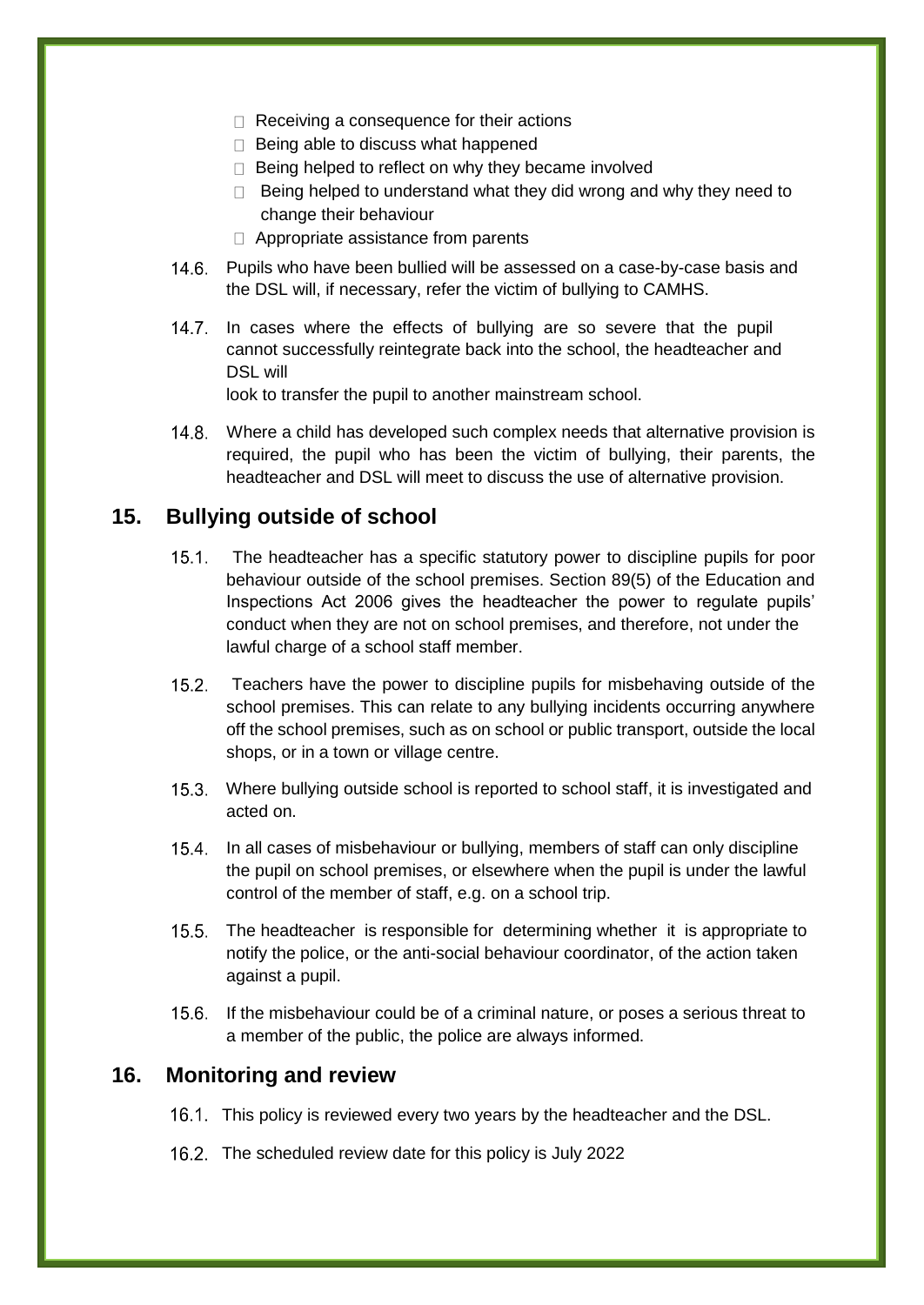- Receiving a consequence for their actions
- Being able to discuss what happened
- Being helped to reflect on why they became involved
- Being helped to understand what they did wrong and why they need to change their behaviour
- Appropriate assistance from parents

14.6. Pupils who have been bullied will be assessed on a case-by-case basis and the DSL will, if necessary, refer the victim of bullying to CAMHS.

14.7. In cases where the effects of bullying are so severe that the pupil cannot successfully reintegrate back into the school, the headteacher and DSL will look to transfer the pupil to another mainstream school.

14.8. Where a child has developed such complex needs that alternative provision is required, the pupil who has been the victim of bullying, their parents, the headteacher and DSL will meet to discuss the use of alternative provision.

## 15. Bullying outside of school

15.1. The headteacher has a specific statutory power to discipline pupils for poor behaviour outside of the school premises. Section 89(5) of the Education and Inspections Act 2006 gives the headteacher the power to regulate pupils' conduct when they are not on school premises, and therefore, not under the lawful charge of a school staff member.

15.2. Teachers have the power to discipline pupils for misbehaving outside of the school premises. This can relate to any bullying incidents occurring anywhere off the school premises, such as on school or public transport, outside the local shops, or in a town or village centre.

15.3. Where bullying outside school is reported to school staff, it is investigated and acted on.

15.4. In all cases of misbehaviour or bullying, members of staff can only discipline the pupil on school premises, or elsewhere when the pupil is under the lawful control of the member of staff, e.g. on a school trip.

15.5. The headteacher is responsible for determining whether it is appropriate to notify the police, or the anti-social behaviour coordinator, of the action taken against a pupil.

15.6. If the misbehaviour could be of a criminal nature, or poses a serious threat to a member of the public, the police are always informed.

## 16. Monitoring and review

16.1. This policy is reviewed every two years by the headteacher and the DSL.

16.2. The scheduled review date for this policy is July 2022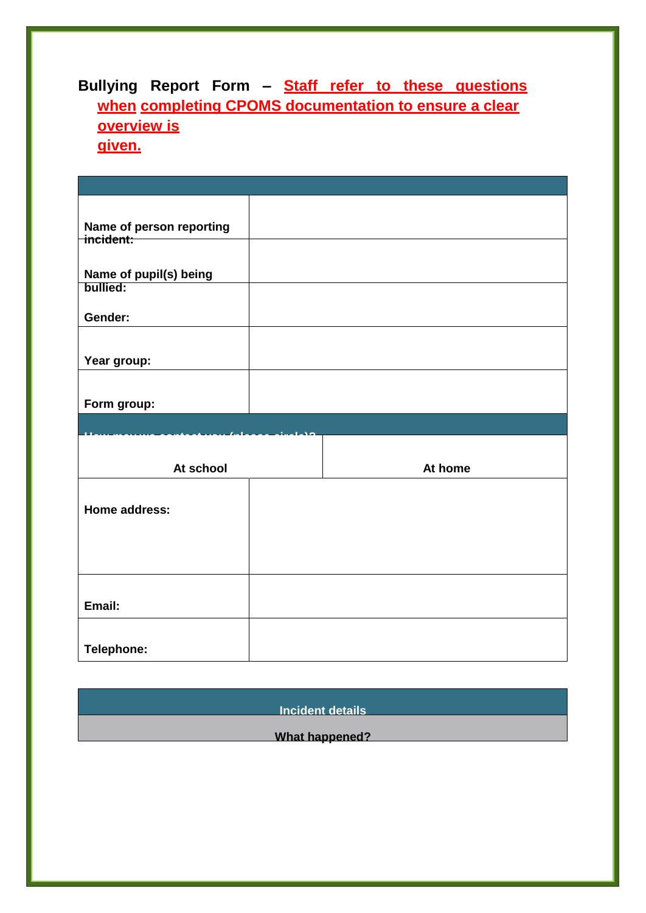**Bullying Report Form – Staff refer to these questions when completing CPOMS documentation to ensure a clear overview is given.**

| | |
|---|---|
| **Name of person reporting incident:** | |
| **Name of pupil(s) being bullied:** | |
| **Gender:** | |
| **Year group:** | |
| **Form group:** | |

| **How may we contact you (please circle)?** | |
|---|---|
| **At school** | **At home** |

| | |
|---|---|
| **Home address:** | |
| **Email:** | |
| **Telephone:** | |

| **Incident details** |
|---|
| **What happened?** |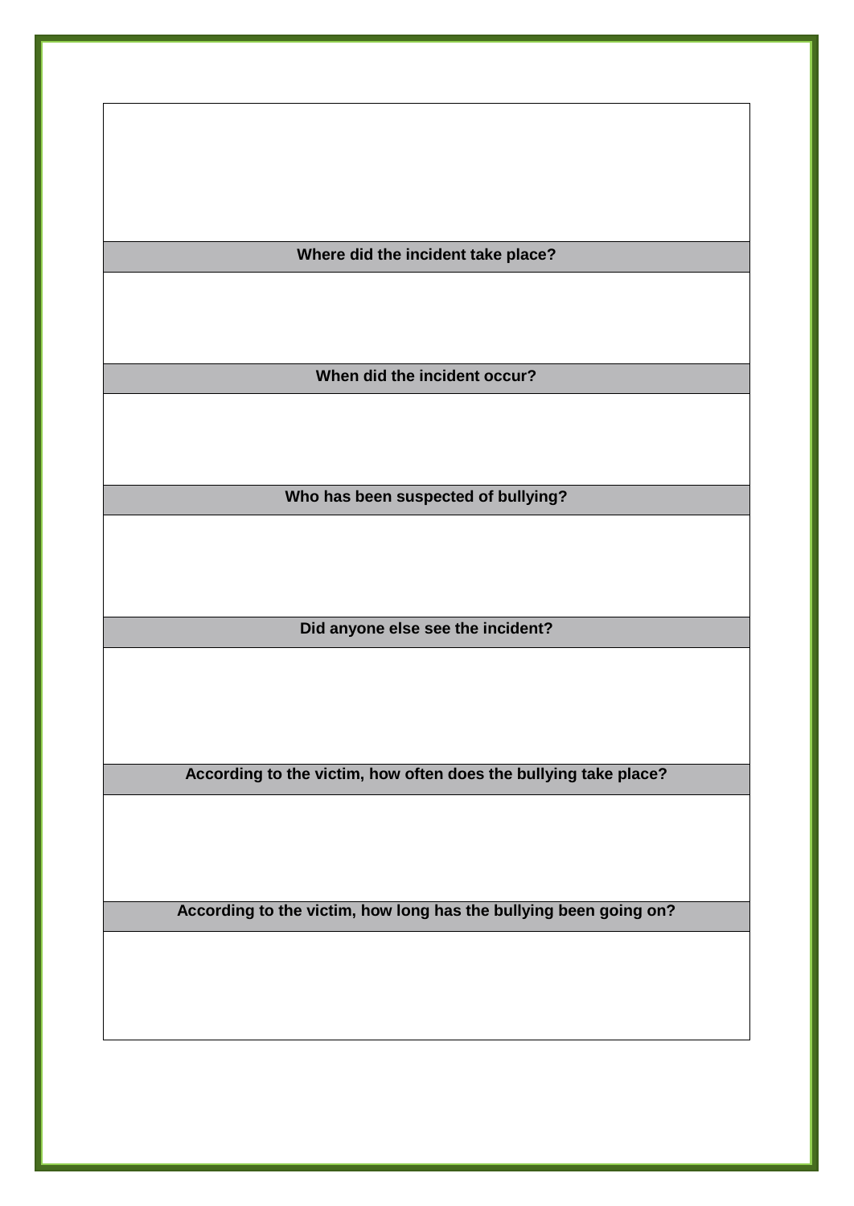| |
|---|
| |
| **Where did the incident take place?** |
| |
| **When did the incident occur?** |
| |
| **Who has been suspected of bullying?** |
| |
| **Did anyone else see the incident?** |
| |
| **According to the victim, how often does the bullying take place?** |
| |
| **According to the victim, how long has the bullying been going on?** |
| |